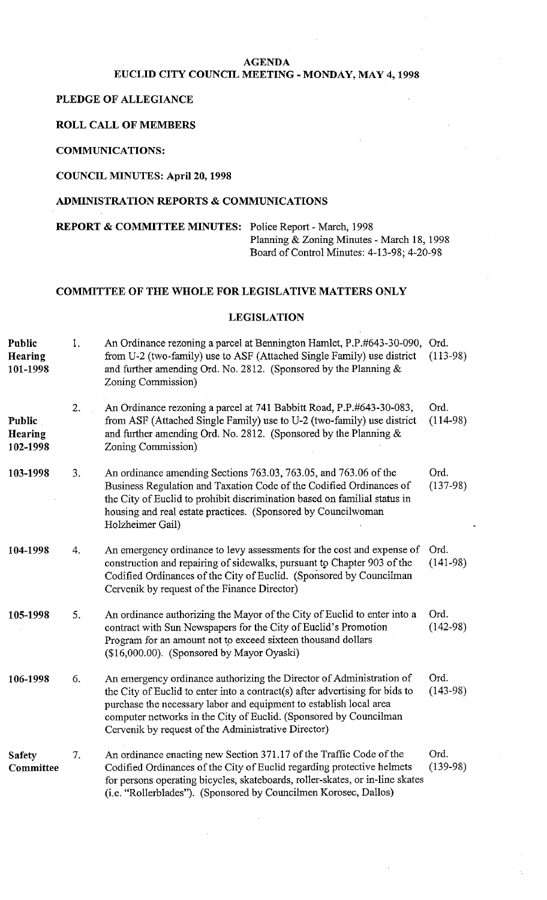# AGENDA
## EUCLID CITY COUNCIL MEETING - MONDAY, MAY 4, 1998

**PLEDGE OF ALLEGIANCE**

**ROLL CALL OF MEMBERS**

**COMMUNICATIONS:**

**COUNCIL MINUTES: April 20, 1998**

**ADMINISTRATION REPORTS & COMMUNICATIONS**

**REPORT & COMMITTEE MINUTES:** Police Report - March, 1998
Planning & Zoning Minutes - March 18, 1998
Board of Control Minutes: 4-13-98; 4-20-98

**COMMITTEE OF THE WHOLE FOR LEGISLATIVE MATTERS ONLY**

**LEGISLATION**

| | | | |
|---|---|---|---|
| **Public Hearing 101-1998** | 1. | An Ordinance rezoning a parcel at Bennington Hamlet, P.P.#643-30-090, from U-2 (two-family) use to ASF (Attached Single Family) use district and further amending Ord. No. 2812. (Sponsored by the Planning & Zoning Commission) | Ord. (113-98) |
| **Public Hearing 102-1998** | 2. | An Ordinance rezoning a parcel at 741 Babbitt Road, P.P.#643-30-083, from ASF (Attached Single Family) use to U-2 (two-family) use district and further amending Ord. No. 2812. (Sponsored by the Planning & Zoning Commission) | Ord. (114-98) |
| **103-1998** | 3. | An ordinance amending Sections 763.03, 763.05, and 763.06 of the Business Regulation and Taxation Code of the Codified Ordinances of the City of Euclid to prohibit discrimination based on familial status in housing and real estate practices. (Sponsored by Councilwoman Holzheimer Gail) | Ord. (137-98) |
| **104-1998** | 4. | An emergency ordinance to levy assessments for the cost and expense of construction and repairing of sidewalks, pursuant to Chapter 903 of the Codified Ordinances of the City of Euclid. (Sponsored by Councilman Cervenik by request of the Finance Director) | Ord. (141-98) |
| **105-1998** | 5. | An ordinance authorizing the Mayor of the City of Euclid to enter into a contract with Sun Newspapers for the City of Euclid's Promotion Program for an amount not to exceed sixteen thousand dollars ($16,000.00). (Sponsored by Mayor Oyaski) | Ord. (142-98) |
| **106-1998** | 6. | An emergency ordinance authorizing the Director of Administration of the City of Euclid to enter into a contract(s) after advertising for bids to purchase the necessary labor and equipment to establish local area computer networks in the City of Euclid. (Sponsored by Councilman Cervenik by request of the Administrative Director) | Ord. (143-98) |
| **Safety Committee** | 7. | An ordinance enacting new Section 371.17 of the Traffic Code of the Codified Ordinances of the City of Euclid regarding protective helmets for persons operating bicycles, skateboards, roller-skates, or in-line skates (i.e. "Rollerblades"). (Sponsored by Councilmen Korosec, Dallos) | Ord. (139-98) |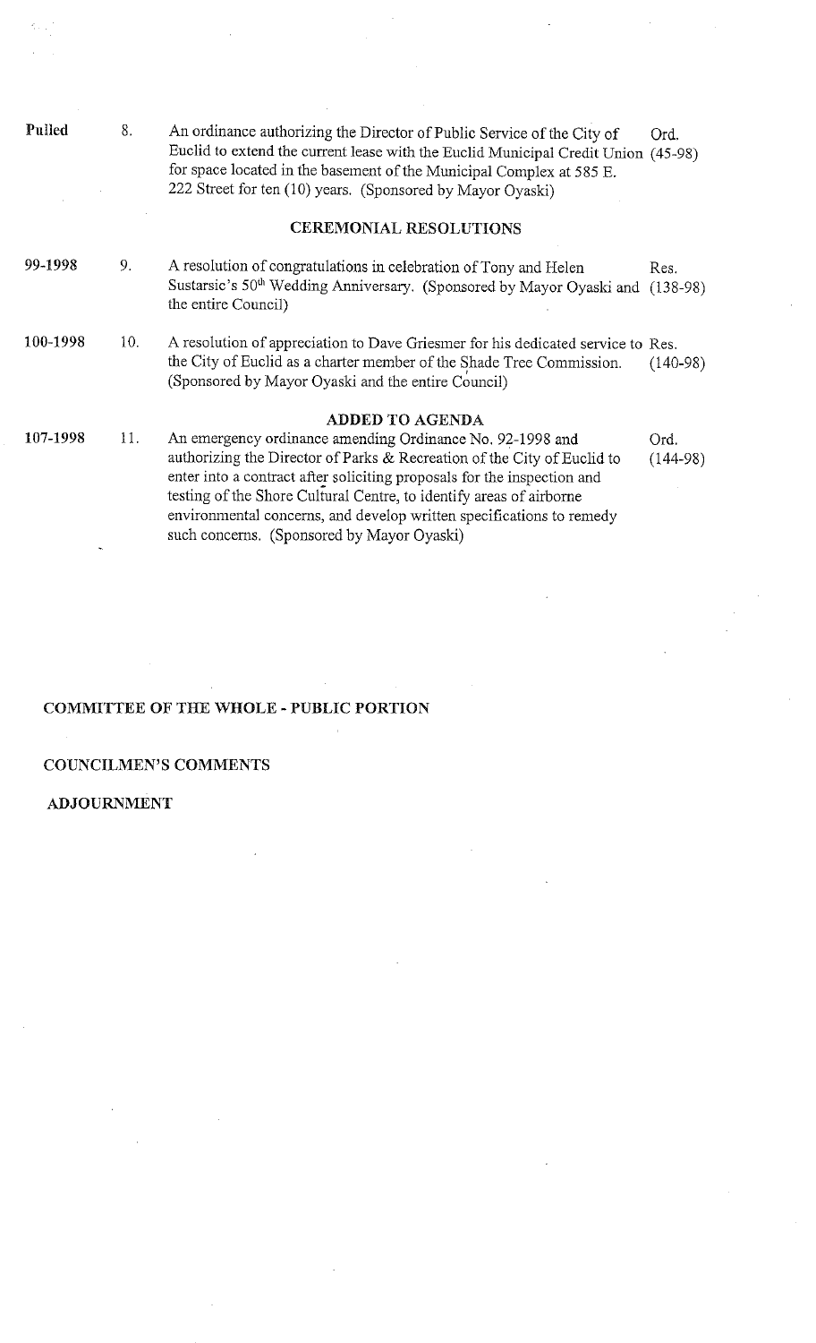| | | | |
|---|---|---|---|
| **Pulled** | 8. | An ordinance authorizing the Director of Public Service of the City of Euclid to extend the current lease with the Euclid Municipal Credit Union for space located in the basement of the Municipal Complex at 585 E. 222 Street for ten (10) years. (Sponsored by Mayor Oyaski) | Ord. (45-98) |

**CEREMONIAL RESOLUTIONS**

| | | | |
|---|---|---|---|
| **99-1998** | 9. | A resolution of congratulations in celebration of Tony and Helen Sustarsic's 50th Wedding Anniversary. (Sponsored by Mayor Oyaski and the entire Council) | Res. (138-98) |
| **100-1998** | 10. | A resolution of appreciation to Dave Griesmer for his dedicated service to the City of Euclid as a charter member of the Shade Tree Commission. (Sponsored by Mayor Oyaski and the entire Council) | Res. (140-98) |

**ADDED TO AGENDA**

| | | | |
|---|---|---|---|
| **107-1998** | 11. | An emergency ordinance amending Ordinance No. 92-1998 and authorizing the Director of Parks & Recreation of the City of Euclid to enter into a contract after soliciting proposals for the inspection and testing of the Shore Cultural Centre, to identify areas of airborne environmental concerns, and develop written specifications to remedy such concerns. (Sponsored by Mayor Oyaski) | Ord. (144-98) |

**COMMITTEE OF THE WHOLE - PUBLIC PORTION**

**COUNCILMEN'S COMMENTS**

**ADJOURNMENT**